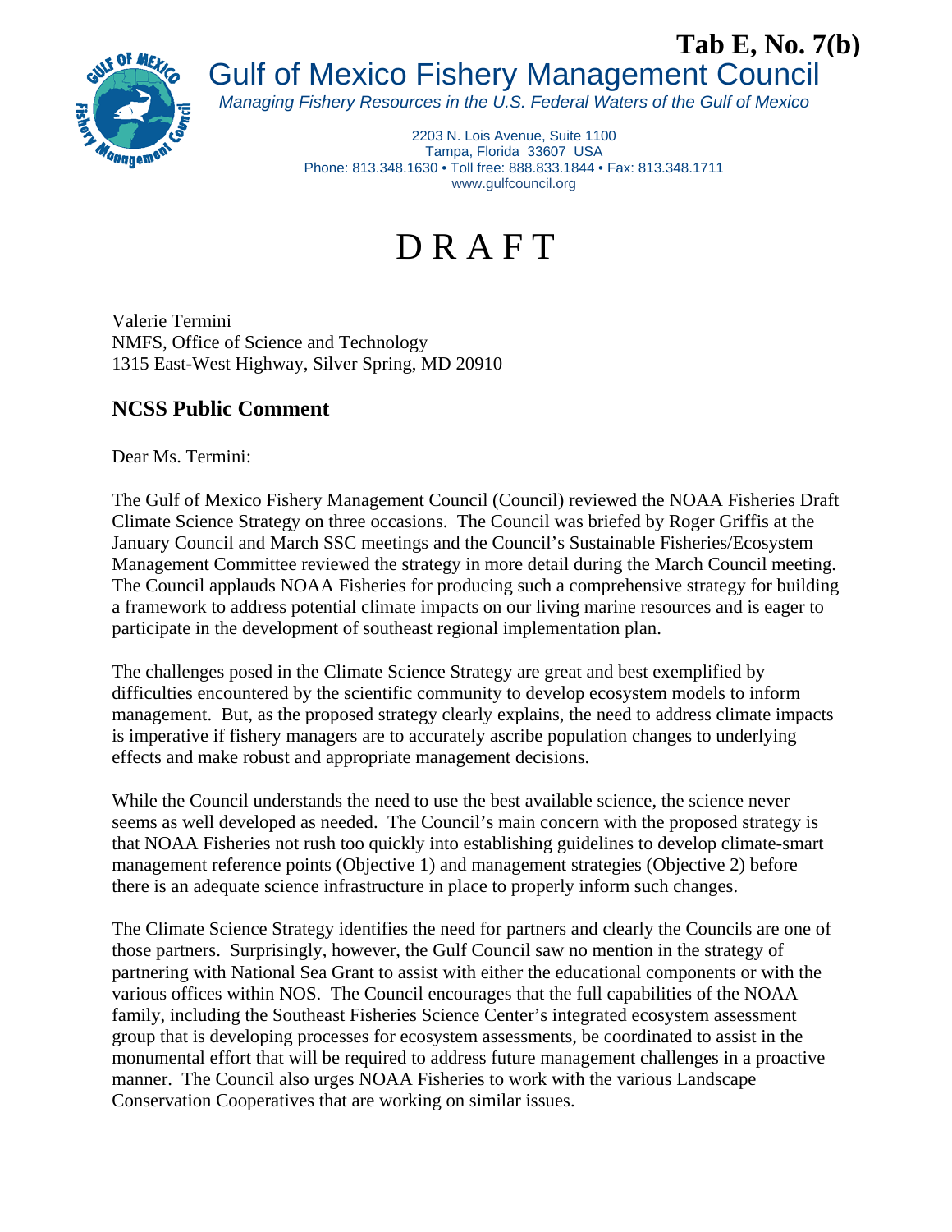**Tab E, No. 7(b)**

# Gulf of Mexico Fishery Management Council

*Managing Fishery Resources in the U.S. Federal Waters of the Gulf of Mexico*

2203 N. Lois Avenue, Suite 1100
Tampa, Florida 33607 USA
Phone: 813.348.1630 • Toll free: 888.833.1844 • Fax: 813.348.1711
www.gulfcouncil.org

# DRAFT

Valerie Termini
NMFS, Office of Science and Technology
1315 East-West Highway, Silver Spring, MD 20910

## NCSS Public Comment

Dear Ms. Termini:

The Gulf of Mexico Fishery Management Council (Council) reviewed the NOAA Fisheries Draft Climate Science Strategy on three occasions. The Council was briefed by Roger Griffis at the January Council and March SSC meetings and the Council's Sustainable Fisheries/Ecosystem Management Committee reviewed the strategy in more detail during the March Council meeting. The Council applauds NOAA Fisheries for producing such a comprehensive strategy for building a framework to address potential climate impacts on our living marine resources and is eager to participate in the development of southeast regional implementation plan.

The challenges posed in the Climate Science Strategy are great and best exemplified by difficulties encountered by the scientific community to develop ecosystem models to inform management. But, as the proposed strategy clearly explains, the need to address climate impacts is imperative if fishery managers are to accurately ascribe population changes to underlying effects and make robust and appropriate management decisions.

While the Council understands the need to use the best available science, the science never seems as well developed as needed. The Council's main concern with the proposed strategy is that NOAA Fisheries not rush too quickly into establishing guidelines to develop climate-smart management reference points (Objective 1) and management strategies (Objective 2) before there is an adequate science infrastructure in place to properly inform such changes.

The Climate Science Strategy identifies the need for partners and clearly the Councils are one of those partners. Surprisingly, however, the Gulf Council saw no mention in the strategy of partnering with National Sea Grant to assist with either the educational components or with the various offices within NOS. The Council encourages that the full capabilities of the NOAA family, including the Southeast Fisheries Science Center's integrated ecosystem assessment group that is developing processes for ecosystem assessments, be coordinated to assist in the monumental effort that will be required to address future management challenges in a proactive manner. The Council also urges NOAA Fisheries to work with the various Landscape Conservation Cooperatives that are working on similar issues.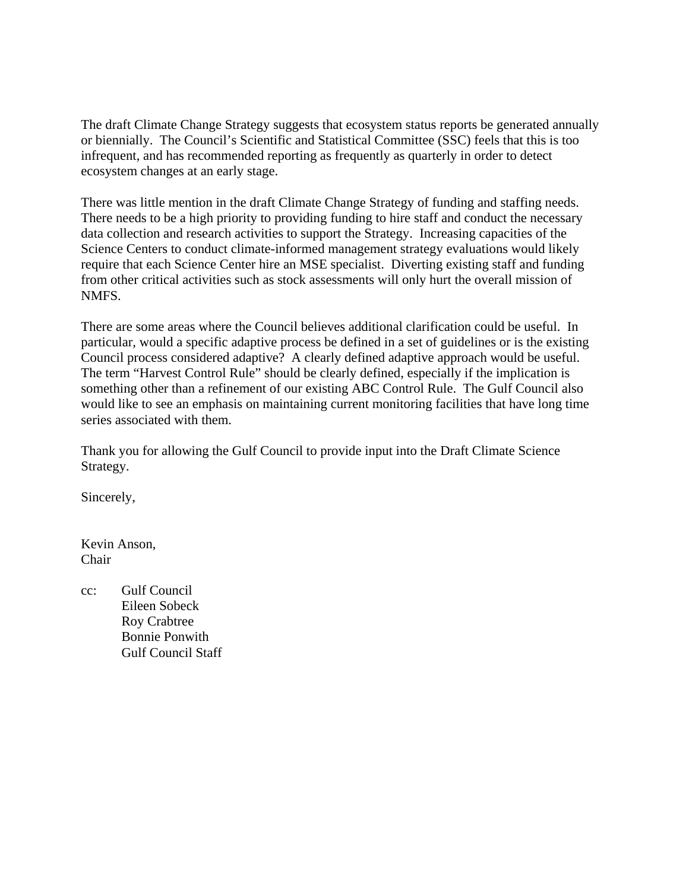The draft Climate Change Strategy suggests that ecosystem status reports be generated annually or biennially. The Council's Scientific and Statistical Committee (SSC) feels that this is too infrequent, and has recommended reporting as frequently as quarterly in order to detect ecosystem changes at an early stage.

There was little mention in the draft Climate Change Strategy of funding and staffing needs. There needs to be a high priority to providing funding to hire staff and conduct the necessary data collection and research activities to support the Strategy. Increasing capacities of the Science Centers to conduct climate-informed management strategy evaluations would likely require that each Science Center hire an MSE specialist. Diverting existing staff and funding from other critical activities such as stock assessments will only hurt the overall mission of NMFS.

There are some areas where the Council believes additional clarification could be useful. In particular, would a specific adaptive process be defined in a set of guidelines or is the existing Council process considered adaptive? A clearly defined adaptive approach would be useful. The term "Harvest Control Rule" should be clearly defined, especially if the implication is something other than a refinement of our existing ABC Control Rule. The Gulf Council also would like to see an emphasis on maintaining current monitoring facilities that have long time series associated with them.

Thank you for allowing the Gulf Council to provide input into the Draft Climate Science Strategy.

Sincerely,

Kevin Anson,
Chair

cc: Gulf Council
Eileen Sobeck
Roy Crabtree
Bonnie Ponwith
Gulf Council Staff